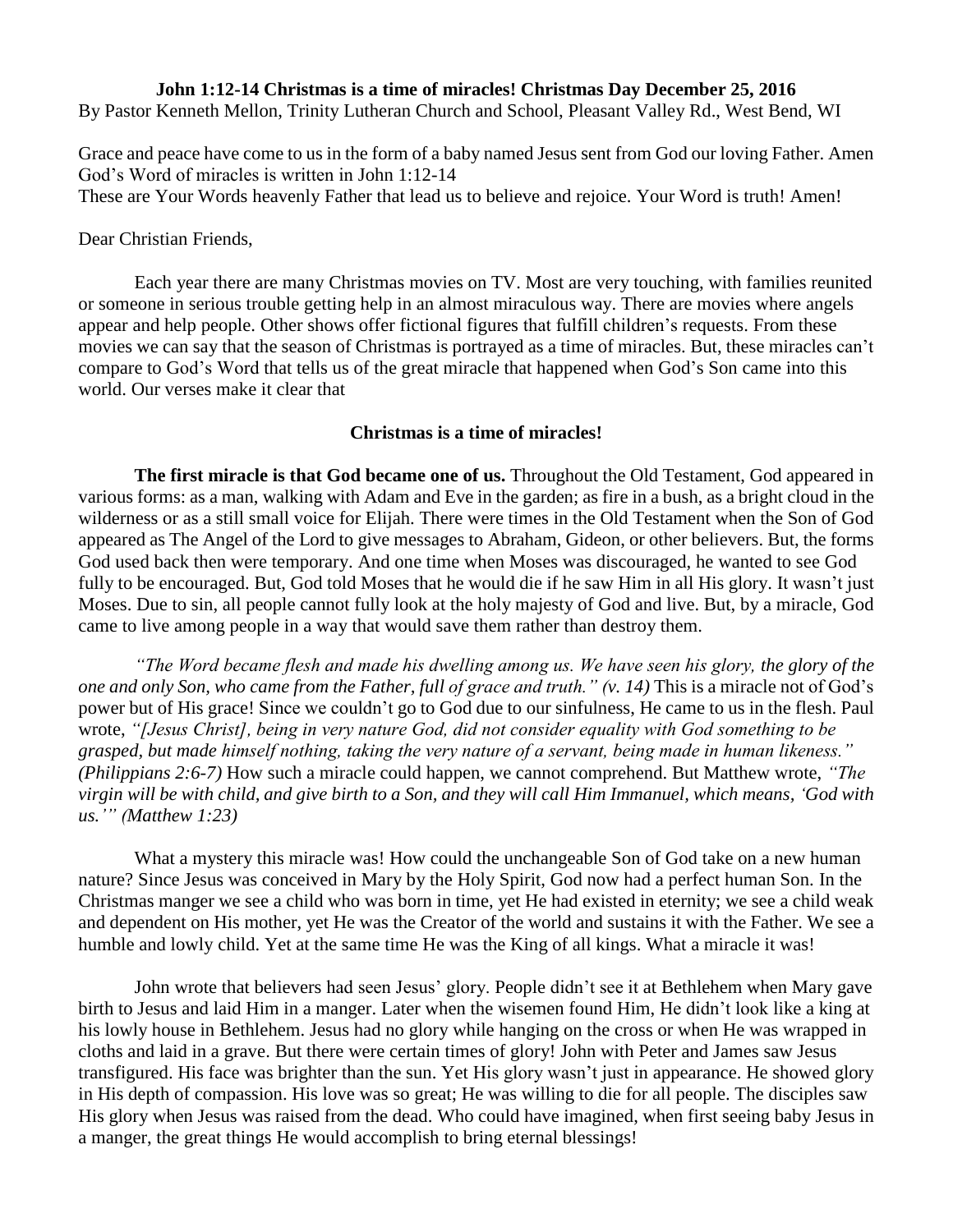**John 1:12-14 Christmas is a time of miracles! Christmas Day December 25, 2016**

By Pastor Kenneth Mellon, Trinity Lutheran Church and School, Pleasant Valley Rd., West Bend, WI

Grace and peace have come to us in the form of a baby named Jesus sent from God our loving Father. Amen

God's Word of miracles is written in John 1:12-14

These are Your Words heavenly Father that lead us to believe and rejoice. Your Word is truth! Amen!

Dear Christian Friends,

Each year there are many Christmas movies on TV. Most are very touching, with families reunited or someone in serious trouble getting help in an almost miraculous way. There are movies where angels appear and help people. Other shows offer fictional figures that fulfill children's requests. From these movies we can say that the season of Christmas is portrayed as a time of miracles. But, these miracles can't compare to God's Word that tells us of the great miracle that happened when God's Son came into this world. Our verses make it clear that

**Christmas is a time of miracles!**

**The first miracle is that God became one of us.** Throughout the Old Testament, God appeared in various forms: as a man, walking with Adam and Eve in the garden; as fire in a bush, as a bright cloud in the wilderness or as a still small voice for Elijah. There were times in the Old Testament when the Son of God appeared as The Angel of the Lord to give messages to Abraham, Gideon, or other believers. But, the forms God used back then were temporary. And one time when Moses was discouraged, he wanted to see God fully to be encouraged. But, God told Moses that he would die if he saw Him in all His glory. It wasn't just Moses. Due to sin, all people cannot fully look at the holy majesty of God and live. But, by a miracle, God came to live among people in a way that would save them rather than destroy them.

*"The Word became flesh and made his dwelling among us. We have seen his glory, the glory of the one and only Son, who came from the Father, full of grace and truth." (v. 14)* This is a miracle not of God's power but of His grace! Since we couldn't go to God due to our sinfulness, He came to us in the flesh. Paul wrote, *"[Jesus Christ], being in very nature God, did not consider equality with God something to be grasped, but made himself nothing, taking the very nature of a servant, being made in human likeness." (Philippians 2:6-7)* How such a miracle could happen, we cannot comprehend. But Matthew wrote, *"The virgin will be with child, and give birth to a Son, and they will call Him Immanuel, which means, 'God with us.'" (Matthew 1:23)*

What a mystery this miracle was! How could the unchangeable Son of God take on a new human nature? Since Jesus was conceived in Mary by the Holy Spirit, God now had a perfect human Son. In the Christmas manger we see a child who was born in time, yet He had existed in eternity; we see a child weak and dependent on His mother, yet He was the Creator of the world and sustains it with the Father. We see a humble and lowly child. Yet at the same time He was the King of all kings. What a miracle it was!

John wrote that believers had seen Jesus' glory. People didn't see it at Bethlehem when Mary gave birth to Jesus and laid Him in a manger. Later when the wisemen found Him, He didn't look like a king at his lowly house in Bethlehem. Jesus had no glory while hanging on the cross or when He was wrapped in cloths and laid in a grave. But there were certain times of glory! John with Peter and James saw Jesus transfigured. His face was brighter than the sun. Yet His glory wasn't just in appearance. He showed glory in His depth of compassion. His love was so great; He was willing to die for all people. The disciples saw His glory when Jesus was raised from the dead. Who could have imagined, when first seeing baby Jesus in a manger, the great things He would accomplish to bring eternal blessings!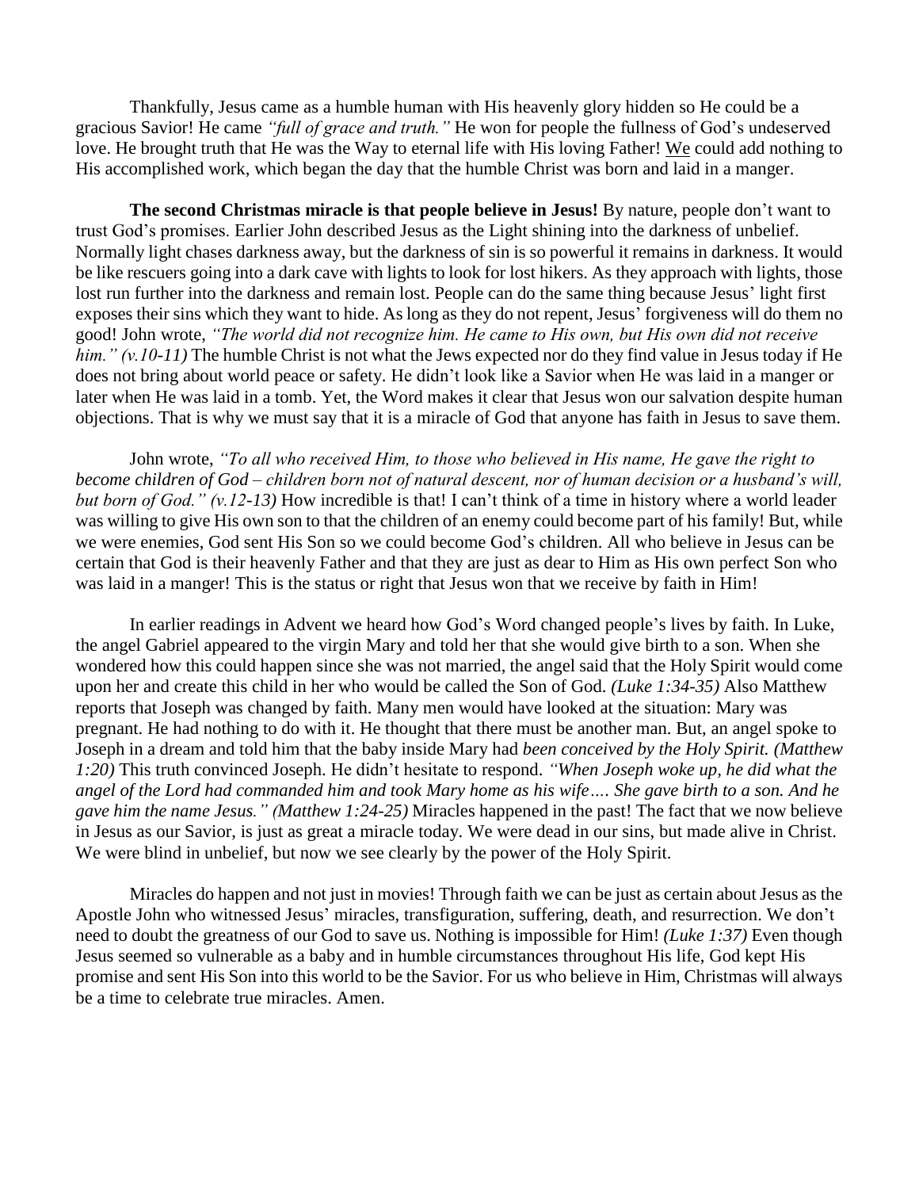Thankfully, Jesus came as a humble human with His heavenly glory hidden so He could be a gracious Savior! He came *"full of grace and truth."* He won for people the fullness of God's undeserved love. He brought truth that He was the Way to eternal life with His loving Father! <u>We</u> could add nothing to His accomplished work, which began the day that the humble Christ was born and laid in a manger.

**The second Christmas miracle is that people believe in Jesus!** By nature, people don't want to trust God's promises. Earlier John described Jesus as the Light shining into the darkness of unbelief. Normally light chases darkness away, but the darkness of sin is so powerful it remains in darkness. It would be like rescuers going into a dark cave with lights to look for lost hikers. As they approach with lights, those lost run further into the darkness and remain lost. People can do the same thing because Jesus' light first exposes their sins which they want to hide. As long as they do not repent, Jesus' forgiveness will do them no good! John wrote, *"The world did not recognize him. He came to His own, but His own did not receive him." (v.10-11)* The humble Christ is not what the Jews expected nor do they find value in Jesus today if He does not bring about world peace or safety. He didn't look like a Savior when He was laid in a manger or later when He was laid in a tomb. Yet, the Word makes it clear that Jesus won our salvation despite human objections. That is why we must say that it is a miracle of God that anyone has faith in Jesus to save them.

John wrote, *"To all who received Him, to those who believed in His name, He gave the right to become children of God – children born not of natural descent, nor of human decision or a husband's will, but born of God." (v.12-13)* How incredible is that! I can't think of a time in history where a world leader was willing to give His own son to that the children of an enemy could become part of his family! But, while we were enemies, God sent His Son so we could become God's children. All who believe in Jesus can be certain that God is their heavenly Father and that they are just as dear to Him as His own perfect Son who was laid in a manger! This is the status or right that Jesus won that we receive by faith in Him!

In earlier readings in Advent we heard how God's Word changed people's lives by faith. In Luke, the angel Gabriel appeared to the virgin Mary and told her that she would give birth to a son. When she wondered how this could happen since she was not married, the angel said that the Holy Spirit would come upon her and create this child in her who would be called the Son of God. *(Luke 1:34-35)* Also Matthew reports that Joseph was changed by faith. Many men would have looked at the situation: Mary was pregnant. He had nothing to do with it. He thought that there must be another man. But, an angel spoke to Joseph in a dream and told him that the baby inside Mary had *been conceived by the Holy Spirit. (Matthew 1:20)* This truth convinced Joseph. He didn't hesitate to respond. *"When Joseph woke up, he did what the angel of the Lord had commanded him and took Mary home as his wife…. She gave birth to a son. And he gave him the name Jesus." (Matthew 1:24-25)* Miracles happened in the past! The fact that we now believe in Jesus as our Savior, is just as great a miracle today. We were dead in our sins, but made alive in Christ. We were blind in unbelief, but now we see clearly by the power of the Holy Spirit.

Miracles do happen and not just in movies! Through faith we can be just as certain about Jesus as the Apostle John who witnessed Jesus' miracles, transfiguration, suffering, death, and resurrection. We don't need to doubt the greatness of our God to save us. Nothing is impossible for Him! *(Luke 1:37)* Even though Jesus seemed so vulnerable as a baby and in humble circumstances throughout His life, God kept His promise and sent His Son into this world to be the Savior. For us who believe in Him, Christmas will always be a time to celebrate true miracles. Amen.